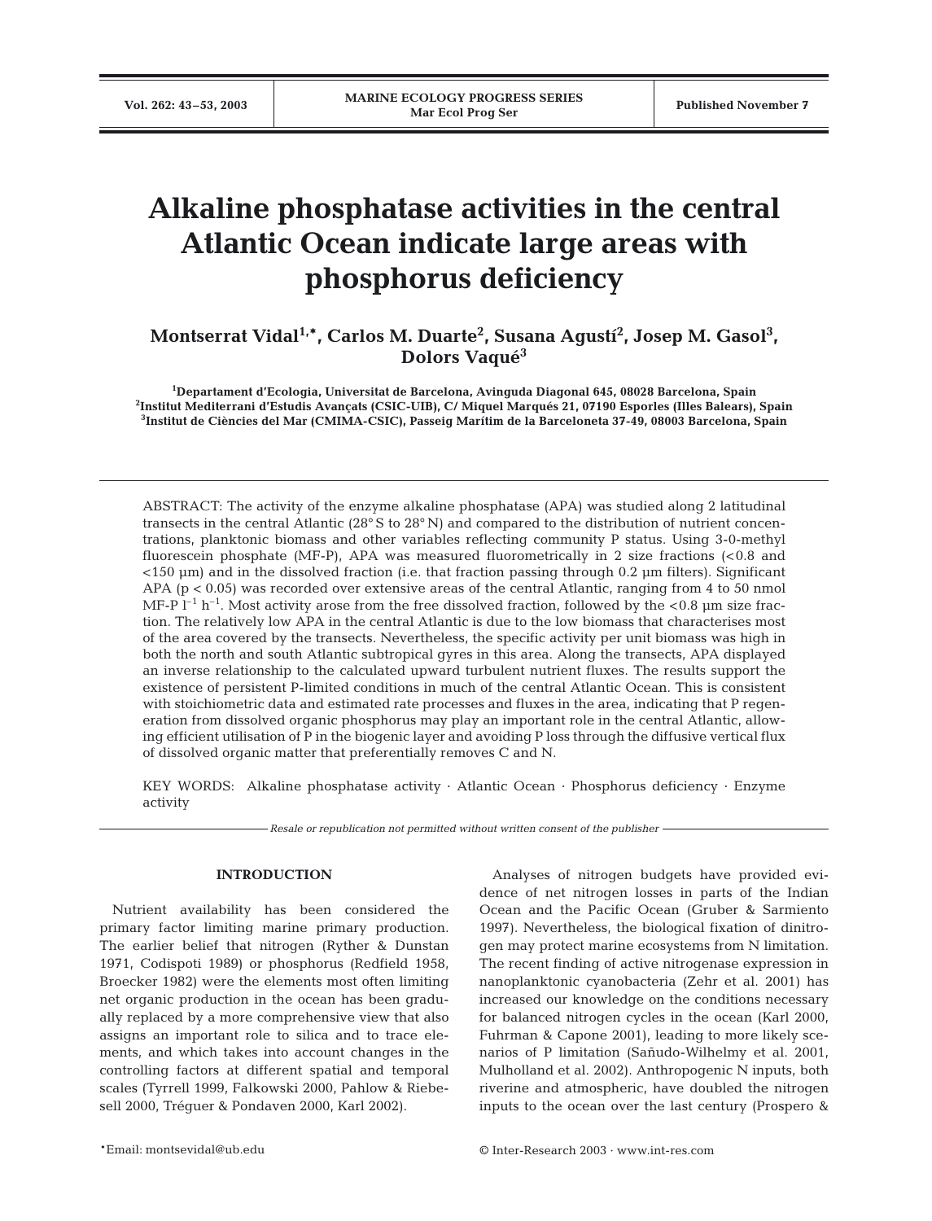# Alkaline phosphatase activities in the central Atlantic Ocean indicate large areas with phosphorus deficiency

**Montserrat Vidal[1,*], Carlos M. Duarte[2], Susana Agustí[2], Josep M. Gasol[3], Dolors Vaqué[3]**

[1]Departament d'Ecologia, Universitat de Barcelona, Avinguda Diagonal 645, 08028 Barcelona, Spain
[2]Institut Mediterrani d'Estudis Avançats (CSIC-UIB), C/ Miquel Marqués 21, 07190 Esporles (Illes Balears), Spain
[3]Institut de Ciències del Mar (CMIMA-CSIC), Passeig Marítim de la Barceloneta 37-49, 08003 Barcelona, Spain

ABSTRACT: The activity of the enzyme alkaline phosphatase (APA) was studied along 2 latitudinal transects in the central Atlantic (28° S to 28° N) and compared to the distribution of nutrient concentrations, planktonic biomass and other variables reflecting community P status. Using 3-0-methyl fluorescein phosphate (MF-P), APA was measured fluorometrically in 2 size fractions (<0.8 and <150 µm) and in the dissolved fraction (i.e. that fraction passing through 0.2 µm filters). Significant APA ($p < 0.05$) was recorded over extensive areas of the central Atlantic, ranging from 4 to 50 nmol MF-P $l^{-1}$ $h^{-1}$. Most activity arose from the free dissolved fraction, followed by the <0.8 µm size fraction. The relatively low APA in the central Atlantic is due to the low biomass that characterises most of the area covered by the transects. Nevertheless, the specific activity per unit biomass was high in both the north and south Atlantic subtropical gyres in this area. Along the transects, APA displayed an inverse relationship to the calculated upward turbulent nutrient fluxes. The results support the existence of persistent P-limited conditions in much of the central Atlantic Ocean. This is consistent with stoichiometric data and estimated rate processes and fluxes in the area, indicating that P regeneration from dissolved organic phosphorus may play an important role in the central Atlantic, allowing efficient utilisation of P in the biogenic layer and avoiding P loss through the diffusive vertical flux of dissolved organic matter that preferentially removes C and N.

KEY WORDS: Alkaline phosphatase activity · Atlantic Ocean · Phosphorus deficiency · Enzyme activity

*Resale or republication not permitted without written consent of the publisher*

## INTRODUCTION

Nutrient availability has been considered the primary factor limiting marine primary production. The earlier belief that nitrogen (Ryther & Dunstan 1971, Codispoti 1989) or phosphorus (Redfield 1958, Broecker 1982) were the elements most often limiting net organic production in the ocean has been gradually replaced by a more comprehensive view that also assigns an important role to silica and to trace elements, and which takes into account changes in the controlling factors at different spatial and temporal scales (Tyrrell 1999, Falkowski 2000, Pahlow & Riebesell 2000, Tréguer & Pondaven 2000, Karl 2002).

Analyses of nitrogen budgets have provided evidence of net nitrogen losses in parts of the Indian Ocean and the Pacific Ocean (Gruber & Sarmiento 1997). Nevertheless, the biological fixation of dinitrogen may protect marine ecosystems from N limitation. The recent finding of active nitrogenase expression in nanoplanktonic cyanobacteria (Zehr et al. 2001) has increased our knowledge on the conditions necessary for balanced nitrogen cycles in the ocean (Karl 2000, Fuhrman & Capone 2001), leading to more likely scenarios of P limitation (Sañudo-Wilhelmy et al. 2001, Mulholland et al. 2002). Anthropogenic N inputs, both riverine and atmospheric, have doubled the nitrogen inputs to the ocean over the last century (Prospero &

*Email: montsevidal@ub.edu

© Inter-Research 2003 · www.int-res.com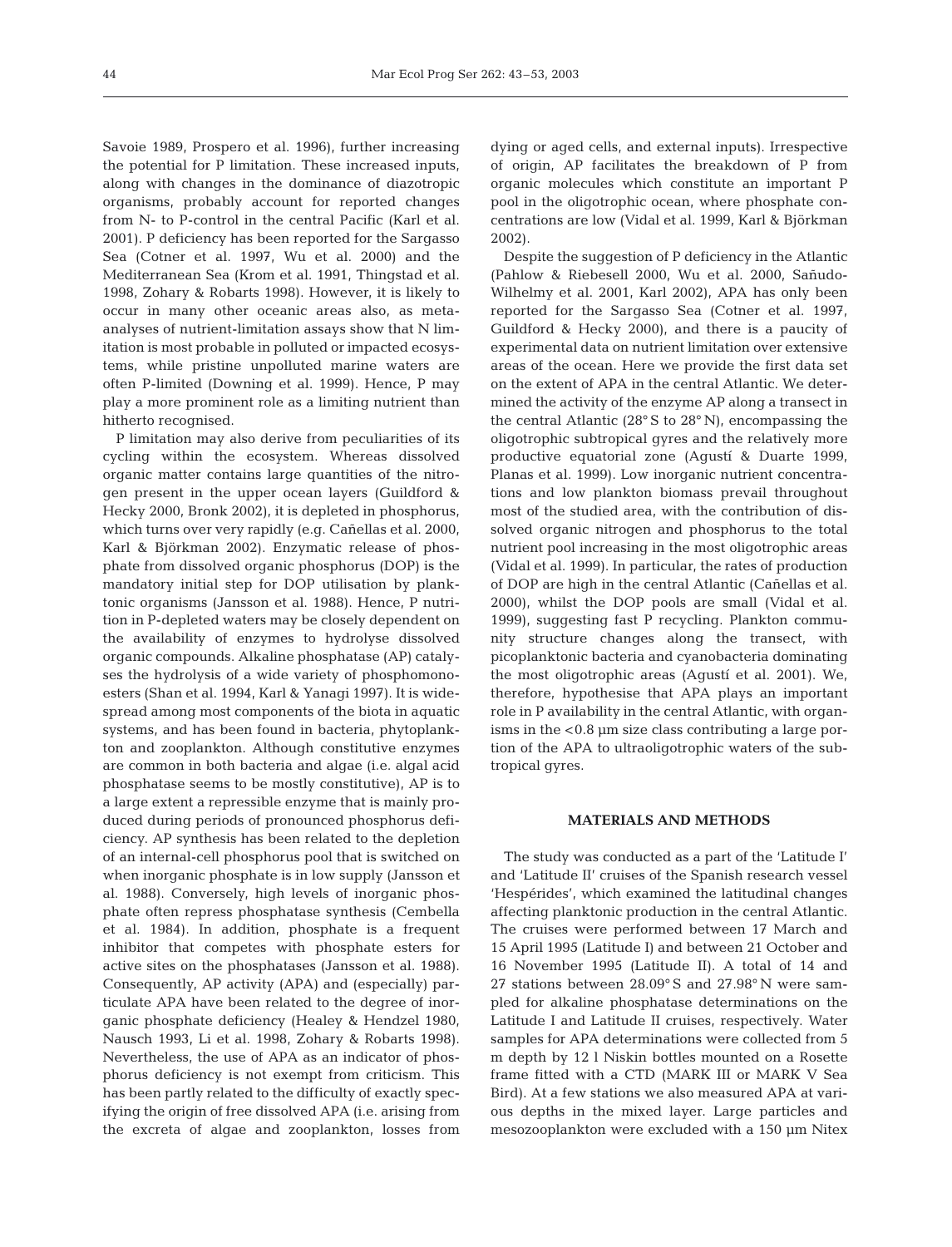Savoie 1989, Prospero et al. 1996), further increasing the potential for P limitation. These increased inputs, along with changes in the dominance of diazotropic organisms, probably account for reported changes from N- to P-control in the central Pacific (Karl et al. 2001). P deficiency has been reported for the Sargasso Sea (Cotner et al. 1997, Wu et al. 2000) and the Mediterranean Sea (Krom et al. 1991, Thingstad et al. 1998, Zohary & Robarts 1998). However, it is likely to occur in many other oceanic areas also, as meta-analyses of nutrient-limitation assays show that N limitation is most probable in polluted or impacted ecosystems, while pristine unpolluted marine waters are often P-limited (Downing et al. 1999). Hence, P may play a more prominent role as a limiting nutrient than hitherto recognised.

P limitation may also derive from peculiarities of its cycling within the ecosystem. Whereas dissolved organic matter contains large quantities of the nitrogen present in the upper ocean layers (Guildford & Hecky 2000, Bronk 2002), it is depleted in phosphorus, which turns over very rapidly (e.g. Cañellas et al. 2000, Karl & Björkman 2002). Enzymatic release of phosphate from dissolved organic phosphorus (DOP) is the mandatory initial step for DOP utilisation by planktonic organisms (Jansson et al. 1988). Hence, P nutrition in P-depleted waters may be closely dependent on the availability of enzymes to hydrolyse dissolved organic compounds. Alkaline phosphatase (AP) catalyses the hydrolysis of a wide variety of phosphomonoesters (Shan et al. 1994, Karl & Yanagi 1997). It is widespread among most components of the biota in aquatic systems, and has been found in bacteria, phytoplankton and zooplankton. Although constitutive enzymes are common in both bacteria and algae (i.e. algal acid phosphatase seems to be mostly constitutive), AP is to a large extent a repressible enzyme that is mainly produced during periods of pronounced phosphorus deficiency. AP synthesis has been related to the depletion of an internal-cell phosphorus pool that is switched on when inorganic phosphate is in low supply (Jansson et al. 1988). Conversely, high levels of inorganic phosphate often repress phosphatase synthesis (Cembella et al. 1984). In addition, phosphate is a frequent inhibitor that competes with phosphate esters for active sites on the phosphatases (Jansson et al. 1988). Consequently, AP activity (APA) and (especially) particulate APA have been related to the degree of inorganic phosphate deficiency (Healey & Hendzel 1980, Nausch 1993, Li et al. 1998, Zohary & Robarts 1998). Nevertheless, the use of APA as an indicator of phosphorus deficiency is not exempt from criticism. This has been partly related to the difficulty of exactly specifying the origin of free dissolved APA (i.e. arising from the excreta of algae and zooplankton, losses from dying or aged cells, and external inputs). Irrespective of origin, AP facilitates the breakdown of P from organic molecules which constitute an important P pool in the oligotrophic ocean, where phosphate concentrations are low (Vidal et al. 1999, Karl & Björkman 2002).

Despite the suggestion of P deficiency in the Atlantic (Pahlow & Riebesell 2000, Wu et al. 2000, Sañudo-Wilhelmy et al. 2001, Karl 2002), APA has only been reported for the Sargasso Sea (Cotner et al. 1997, Guildford & Hecky 2000), and there is a paucity of experimental data on nutrient limitation over extensive areas of the ocean. Here we provide the first data set on the extent of APA in the central Atlantic. We determined the activity of the enzyme AP along a transect in the central Atlantic (28° S to 28° N), encompassing the oligotrophic subtropical gyres and the relatively more productive equatorial zone (Agustí & Duarte 1999, Planas et al. 1999). Low inorganic nutrient concentrations and low plankton biomass prevail throughout most of the studied area, with the contribution of dissolved organic nitrogen and phosphorus to the total nutrient pool increasing in the most oligotrophic areas (Vidal et al. 1999). In particular, the rates of production of DOP are high in the central Atlantic (Cañellas et al. 2000), whilst the DOP pools are small (Vidal et al. 1999), suggesting fast P recycling. Plankton community structure changes along the transect, with picoplanktonic bacteria and cyanobacteria dominating the most oligotrophic areas (Agustí et al. 2001). We, therefore, hypothesise that APA plays an important role in P availability in the central Atlantic, with organisms in the <0.8 µm size class contributing a large portion of the APA to ultraoligotrophic waters of the subtropical gyres.

## MATERIALS AND METHODS

The study was conducted as a part of the 'Latitude I' and 'Latitude II' cruises of the Spanish research vessel 'Hespérides', which examined the latitudinal changes affecting planktonic production in the central Atlantic. The cruises were performed between 17 March and 15 April 1995 (Latitude I) and between 21 October and 16 November 1995 (Latitude II). A total of 14 and 27 stations between 28.09° S and 27.98° N were sampled for alkaline phosphatase determinations on the Latitude I and Latitude II cruises, respectively. Water samples for APA determinations were collected from 5 m depth by 12 l Niskin bottles mounted on a Rosette frame fitted with a CTD (MARK III or MARK V Sea Bird). At a few stations we also measured APA at various depths in the mixed layer. Large particles and mesozooplankton were excluded with a 150 µm Nitex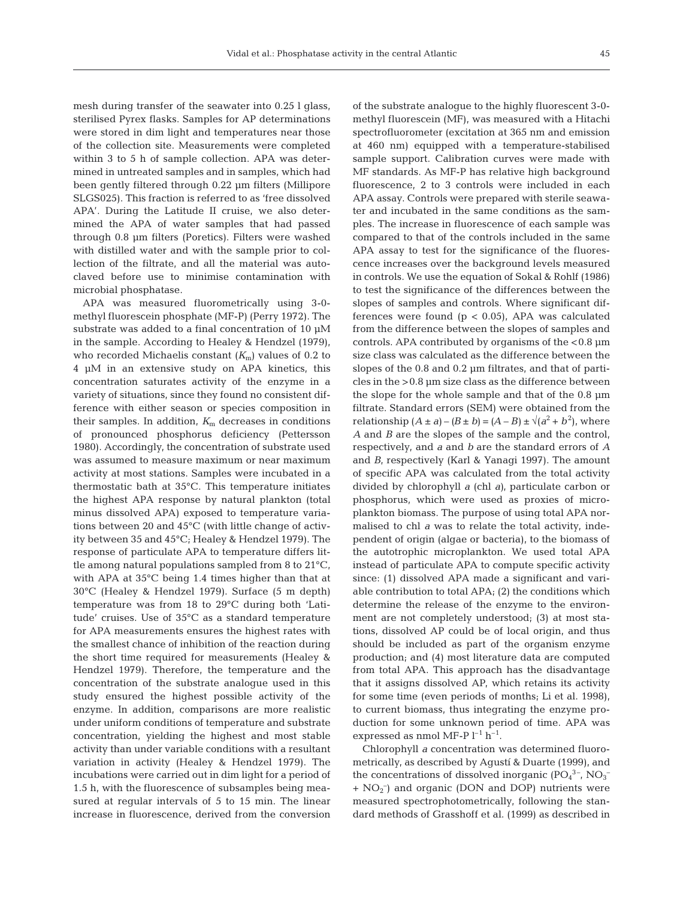mesh during transfer of the seawater into 0.25 l glass, sterilised Pyrex flasks. Samples for AP determinations were stored in dim light and temperatures near those of the collection site. Measurements were completed within 3 to 5 h of sample collection. APA was determined in untreated samples and in samples, which had been gently filtered through 0.22 µm filters (Millipore SLGS025). This fraction is referred to as 'free dissolved APA'. During the Latitude II cruise, we also determined the APA of water samples that had passed through 0.8 µm filters (Poretics). Filters were washed with distilled water and with the sample prior to collection of the filtrate, and all the material was autoclaved before use to minimise contamination with microbial phosphatase.

APA was measured fluorometrically using 3-0-methyl fluorescein phosphate (MF-P) (Perry 1972). The substrate was added to a final concentration of 10 µM in the sample. According to Healey & Hendzel (1979), who recorded Michaelis constant ($K_m$) values of 0.2 to 4 µM in an extensive study on APA kinetics, this concentration saturates activity of the enzyme in a variety of situations, since they found no consistent difference with either season or species composition in their samples. In addition, $K_m$ decreases in conditions of pronounced phosphorus deficiency (Pettersson 1980). Accordingly, the concentration of substrate used was assumed to measure maximum or near maximum activity at most stations. Samples were incubated in a thermostatic bath at 35°C. This temperature initiates the highest APA response by natural plankton (total minus dissolved APA) exposed to temperature variations between 20 and 45°C (with little change of activity between 35 and 45°C; Healey & Hendzel 1979). The response of particulate APA to temperature differs little among natural populations sampled from 8 to 21°C, with APA at 35°C being 1.4 times higher than that at 30°C (Healey & Hendzel 1979). Surface (5 m depth) temperature was from 18 to 29°C during both 'Latitude' cruises. Use of 35°C as a standard temperature for APA measurements ensures the highest rates with the smallest chance of inhibition of the reaction during the short time required for measurements (Healey & Hendzel 1979). Therefore, the temperature and the concentration of the substrate analogue used in this study ensured the highest possible activity of the enzyme. In addition, comparisons are more realistic under uniform conditions of temperature and substrate concentration, yielding the highest and most stable activity than under variable conditions with a resultant variation in activity (Healey & Hendzel 1979). The incubations were carried out in dim light for a period of 1.5 h, with the fluorescence of subsamples being measured at regular intervals of 5 to 15 min. The linear increase in fluorescence, derived from the conversion of the substrate analogue to the highly fluorescent 3-0-methyl fluorescein (MF), was measured with a Hitachi spectrofluorometer (excitation at 365 nm and emission at 460 nm) equipped with a temperature-stabilised sample support. Calibration curves were made with MF standards. As MF-P has relative high background fluorescence, 2 to 3 controls were included in each APA assay. Controls were prepared with sterile seawater and incubated in the same conditions as the samples. The increase in fluorescence of each sample was compared to that of the controls included in the same APA assay to test for the significance of the fluorescence increases over the background levels measured in controls. We use the equation of Sokal & Rohlf (1986) to test the significance of the differences between the slopes of samples and controls. Where significant differences were found ($p < 0.05$), APA was calculated from the difference between the slopes of samples and controls. APA contributed by organisms of the <0.8 µm size class was calculated as the difference between the slopes of the 0.8 and 0.2 µm filtrates, and that of particles in the >0.8 µm size class as the difference between the slope for the whole sample and that of the 0.8 µm filtrate. Standard errors (SEM) were obtained from the relationship $(A \pm a) - (B \pm b) = (A - B) \pm \sqrt{(a^2 + b^2)}$, where $A$ and $B$ are the slopes of the sample and the control, respectively, and $a$ and $b$ are the standard errors of $A$ and $B$, respectively (Karl & Yanagi 1997). The amount of specific APA was calculated from the total activity divided by chlorophyll *a* (chl *a*), particulate carbon or phosphorus, which were used as proxies of microplankton biomass. The purpose of using total APA normalised to chl *a* was to relate the total activity, independent of origin (algae or bacteria), to the biomass of the autotrophic microplankton. We used total APA instead of particulate APA to compute specific activity since: (1) dissolved APA made a significant and variable contribution to total APA; (2) the conditions which determine the release of the enzyme to the environment are not completely understood; (3) at most stations, dissolved AP could be of local origin, and thus should be included as part of the organism enzyme production; and (4) most literature data are computed from total APA. This approach has the disadvantage that it assigns dissolved AP, which retains its activity for some time (even periods of months; Li et al. 1998), to current biomass, thus integrating the enzyme production for some unknown period of time. APA was expressed as nmol MF-P $l^{-1}$ $h^{-1}$.

Chlorophyll *a* concentration was determined fluorometrically, as described by Agustí & Duarte (1999), and the concentrations of dissolved inorganic ($PO_4^{3-}$, $NO_3^-$ + $NO_2^-$) and organic (DON and DOP) nutrients were measured spectrophotometrically, following the standard methods of Grasshoff et al. (1999) as described in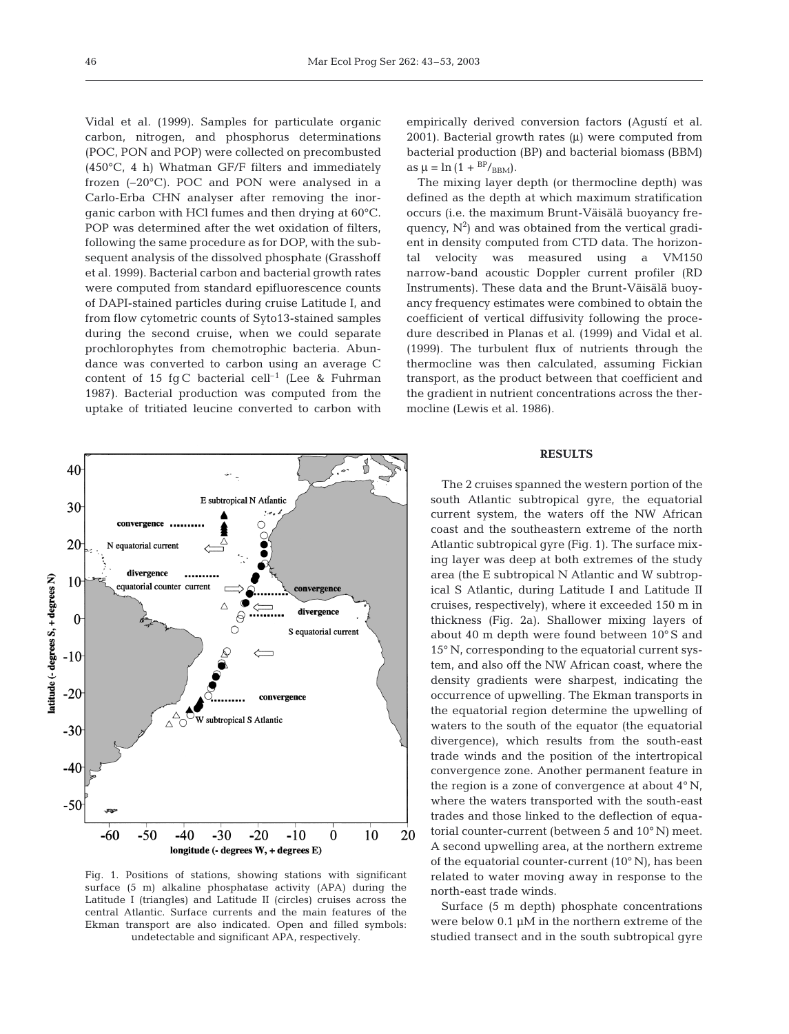Vidal et al. (1999). Samples for particulate organic carbon, nitrogen, and phosphorus determinations (POC, PON and POP) were collected on precombusted (450°C, 4 h) Whatman GF/F filters and immediately frozen (–20°C). POC and PON were analysed in a Carlo-Erba CHN analyser after removing the inorganic carbon with HCl fumes and then drying at 60°C. POP was determined after the wet oxidation of filters, following the same procedure as for DOP, with the subsequent analysis of the dissolved phosphate (Grasshoff et al. 1999). Bacterial carbon and bacterial growth rates were computed from standard epifluorescence counts of DAPI-stained particles during cruise Latitude I, and from flow cytometric counts of Syto13-stained samples during the second cruise, when we could separate prochlorophytes from chemotrophic bacteria. Abundance was converted to carbon using an average C content of 15 fg C bacterial cell$^{-1}$ (Lee & Fuhrman 1987). Bacterial production was computed from the uptake of tritiated leucine converted to carbon with empirically derived conversion factors (Agustí et al. 2001). Bacterial growth rates (μ) were computed from bacterial production (BP) and bacterial biomass (BBM) as $\mu = \ln(1 + {}^{BP}/_{BBM})$.

The mixing layer depth (or thermocline depth) was defined as the depth at which maximum stratification occurs (i.e. the maximum Brunt-Väisälä buoyancy frequency, $N^2$) and was obtained from the vertical gradient in density computed from CTD data. The horizontal velocity was measured using a VM150 narrow-band acoustic Doppler current profiler (RD Instruments). These data and the Brunt-Väisälä buoyancy frequency estimates were combined to obtain the coefficient of vertical diffusivity following the procedure described in Planas et al. (1999) and Vidal et al. (1999). The turbulent flux of nutrients through the thermocline was then calculated, assuming Fickian transport, as the product between that coefficient and the gradient in nutrient concentrations across the thermocline (Lewis et al. 1986).

Fig. 1. Positions of stations, showing stations with significant surface (5 m) alkaline phosphatase activity (APA) during the Latitude I (triangles) and Latitude II (circles) cruises across the central Atlantic. Surface currents and the main features of the Ekman transport are also indicated. Open and filled symbols: undetectable and significant APA, respectively.

## RESULTS

The 2 cruises spanned the western portion of the south Atlantic subtropical gyre, the equatorial current system, the waters off the NW African coast and the southeastern extreme of the north Atlantic subtropical gyre (Fig. 1). The surface mixing layer was deep at both extremes of the study area (the E subtropical N Atlantic and W subtropical S Atlantic, during Latitude I and Latitude II cruises, respectively), where it exceeded 150 m in thickness (Fig. 2a). Shallower mixing layers of about 40 m depth were found between 10° S and 15° N, corresponding to the equatorial current system, and also off the NW African coast, where the density gradients were sharpest, indicating the occurrence of upwelling. The Ekman transports in the equatorial region determine the upwelling of waters to the south of the equator (the equatorial divergence), which results from the south-east trade winds and the position of the intertropical convergence zone. Another permanent feature in the region is a zone of convergence at about 4° N, where the waters transported with the south-east trades and those linked to the deflection of equatorial counter-current (between 5 and 10° N) meet. A second upwelling area, at the northern extreme of the equatorial counter-current (10° N), has been related to water moving away in response to the north-east trade winds.

Surface (5 m depth) phosphate concentrations were below 0.1 μM in the northern extreme of the studied transect and in the south subtropical gyre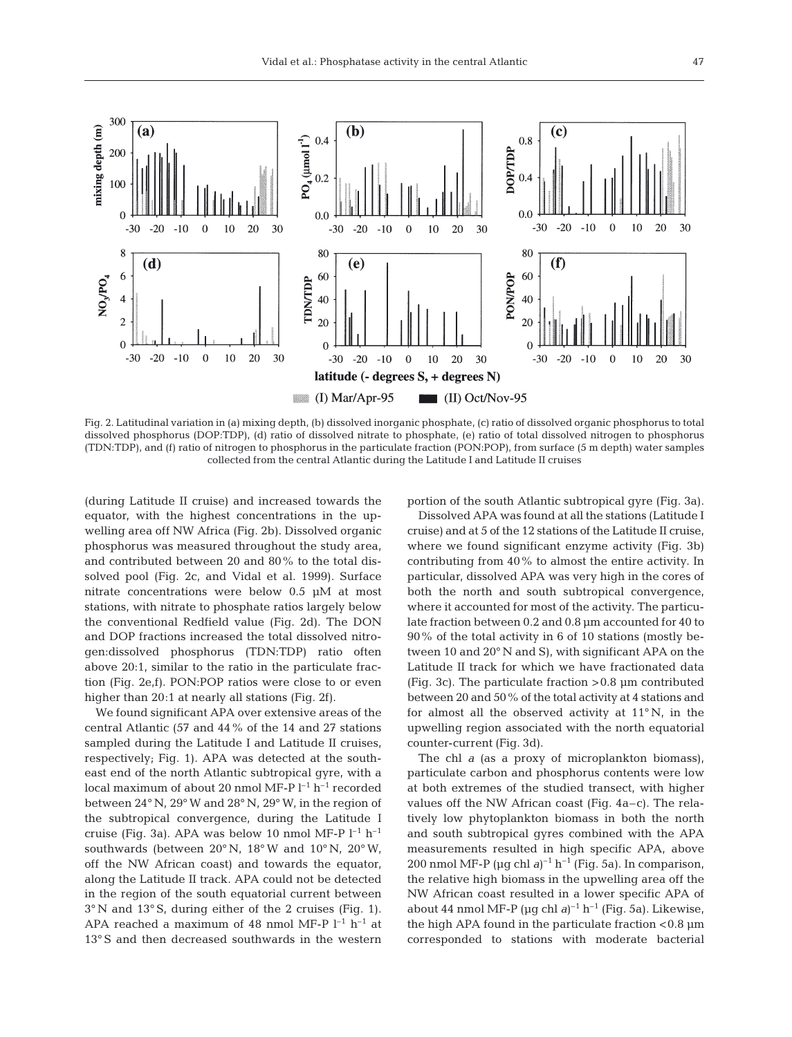Fig. 2. Latitudinal variation in (a) mixing depth, (b) dissolved inorganic phosphate, (c) ratio of dissolved organic phosphorus to total dissolved phosphorus (DOP:TDP), (d) ratio of dissolved nitrate to phosphate, (e) ratio of total dissolved nitrogen to phosphorus (TDN:TDP), and (f) ratio of nitrogen to phosphorus in the particulate fraction (PON:POP), from surface (5 m depth) water samples collected from the central Atlantic during the Latitude I and Latitude II cruises

(during Latitude II cruise) and increased towards the equator, with the highest concentrations in the upwelling area off NW Africa (Fig. 2b). Dissolved organic phosphorus was measured throughout the study area, and contributed between 20 and 80% to the total dissolved pool (Fig. 2c, and Vidal et al. 1999). Surface nitrate concentrations were below 0.5 µM at most stations, with nitrate to phosphate ratios largely below the conventional Redfield value (Fig. 2d). The DON and DOP fractions increased the total dissolved nitrogen:dissolved phosphorus (TDN:TDP) ratio often above 20:1, similar to the ratio in the particulate fraction (Fig. 2e,f). PON:POP ratios were close to or even higher than 20:1 at nearly all stations (Fig. 2f).

We found significant APA over extensive areas of the central Atlantic (57 and 44% of the 14 and 27 stations sampled during the Latitude I and Latitude II cruises, respectively; Fig. 1). APA was detected at the southeast end of the north Atlantic subtropical gyre, with a local maximum of about 20 nmol MF-P $l^{-1}$ $h^{-1}$ recorded between 24° N, 29° W and 28° N, 29° W, in the region of the subtropical convergence, during the Latitude I cruise (Fig. 3a). APA was below 10 nmol MF-P $l^{-1}$ $h^{-1}$ southwards (between 20° N, 18° W and 10° N, 20° W, off the NW African coast) and towards the equator, along the Latitude II track. APA could not be detected in the region of the south equatorial current between 3° N and 13° S, during either of the 2 cruises (Fig. 1). APA reached a maximum of 48 nmol MF-P $l^{-1}$ $h^{-1}$ at 13° S and then decreased southwards in the western portion of the south Atlantic subtropical gyre (Fig. 3a).

Dissolved APA was found at all the stations (Latitude I cruise) and at 5 of the 12 stations of the Latitude II cruise, where we found significant enzyme activity (Fig. 3b) contributing from 40% to almost the entire activity. In particular, dissolved APA was very high in the cores of both the north and south subtropical convergence, where it accounted for most of the activity. The particulate fraction between 0.2 and 0.8 µm accounted for 40 to 90% of the total activity in 6 of 10 stations (mostly between 10 and 20° N and S), with significant APA on the Latitude II track for which we have fractionated data (Fig. 3c). The particulate fraction >0.8 µm contributed between 20 and 50% of the total activity at 4 stations and for almost all the observed activity at 11° N, in the upwelling region associated with the north equatorial counter-current (Fig. 3d).

The chl *a* (as a proxy of microplankton biomass), particulate carbon and phosphorus contents were low at both extremes of the studied transect, with higher values off the NW African coast (Fig. 4a–c). The relatively low phytoplankton biomass in both the north and south subtropical gyres combined with the APA measurements resulted in high specific APA, above 200 nmol MF-P (µg chl *a*)$^{-1}$ $h^{-1}$ (Fig. 5a). In comparison, the relative high biomass in the upwelling area off the NW African coast resulted in a lower specific APA of about 44 nmol MF-P (µg chl *a*)$^{-1}$ $h^{-1}$ (Fig. 5a). Likewise, the high APA found in the particulate fraction <0.8 µm corresponded to stations with moderate bacterial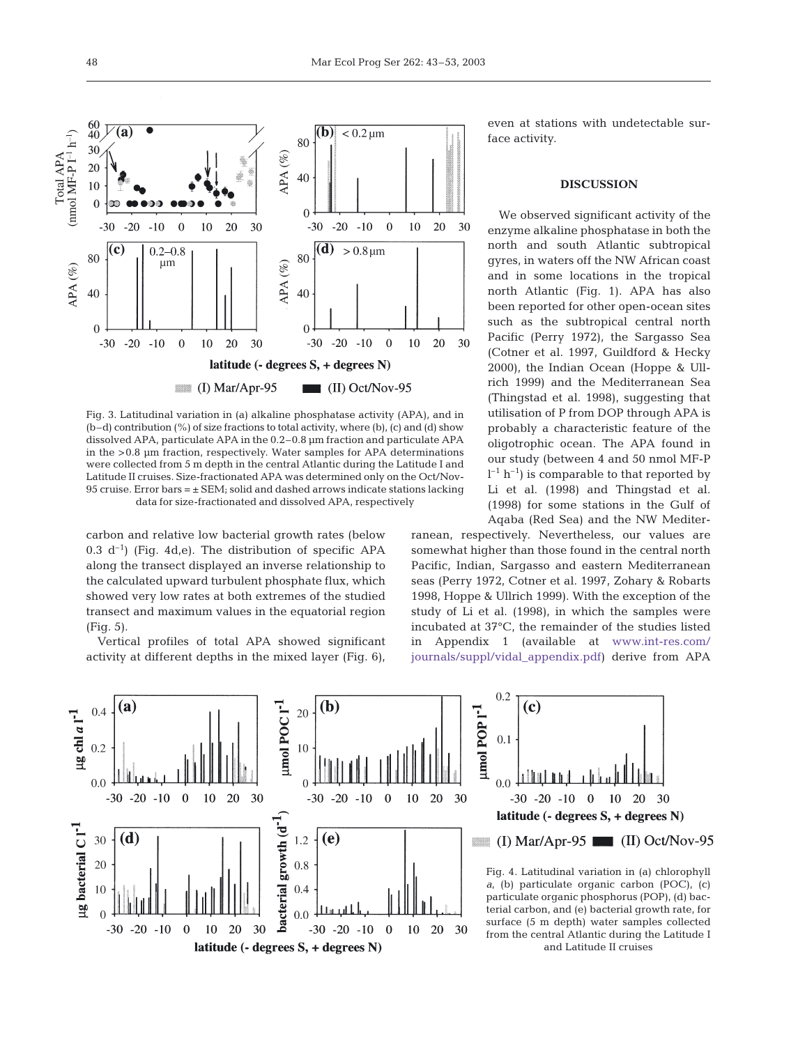Fig. 3. Latitudinal variation in (a) alkaline phosphatase activity (APA), and in (b–d) contribution (%) of size fractions to total activity, where (b), (c) and (d) show dissolved APA, particulate APA in the 0.2–0.8 µm fraction and particulate APA in the >0.8 µm fraction, respectively. Water samples for APA determinations were collected from 5 m depth in the central Atlantic during the Latitude I and Latitude II cruises. Size-fractionated APA was determined only on the Oct/Nov-95 cruise. Error bars = ± SEM; solid and dashed arrows indicate stations lacking data for size-fractionated and dissolved APA, respectively

carbon and relative low bacterial growth rates (below 0.3 $d^{-1}$) (Fig. 4d,e). The distribution of specific APA along the transect displayed an inverse relationship to the calculated upward turbulent phosphate flux, which showed very low rates at both extremes of the studied transect and maximum values in the equatorial region (Fig. 5).

Vertical profiles of total APA showed significant activity at different depths in the mixed layer (Fig. 6), even at stations with undetectable surface activity.

## DISCUSSION

We observed significant activity of the enzyme alkaline phosphatase in both the north and south Atlantic subtropical gyres, in waters off the NW African coast and in some locations in the tropical north Atlantic (Fig. 1). APA has also been reported for other open-ocean sites such as the subtropical central north Pacific (Perry 1972), the Sargasso Sea (Cotner et al. 1997, Guildford & Hecky 2000), the Indian Ocean (Hoppe & Ullrich 1999) and the Mediterranean Sea (Thingstad et al. 1998), suggesting that utilisation of P from DOP through APA is probably a characteristic feature of the oligotrophic ocean. The APA found in our study (between 4 and 50 nmol MF-P $l^{-1}$ $h^{-1}$) is comparable to that reported by Li et al. (1998) and Thingstad et al. (1998) for some stations in the Gulf of Aqaba (Red Sea) and the NW Mediterranean, respectively. Nevertheless, our values are somewhat higher than those found in the central north Pacific, Indian, Sargasso and eastern Mediterranean seas (Perry 1972, Cotner et al. 1997, Zohary & Robarts 1998, Hoppe & Ullrich 1999). With the exception of the study of Li et al. (1998), in which the samples were incubated at 37°C, the remainder of the studies listed in Appendix 1 (available at www.int-res.com/journals/suppl/vidal_appendix.pdf) derive from APA

Fig. 4. Latitudinal variation in (a) chlorophyll *a*, (b) particulate organic carbon (POC), (c) particulate organic phosphorus (POP), (d) bacterial carbon, and (e) bacterial growth rate, for surface (5 m depth) water samples collected from the central Atlantic during the Latitude I and Latitude II cruises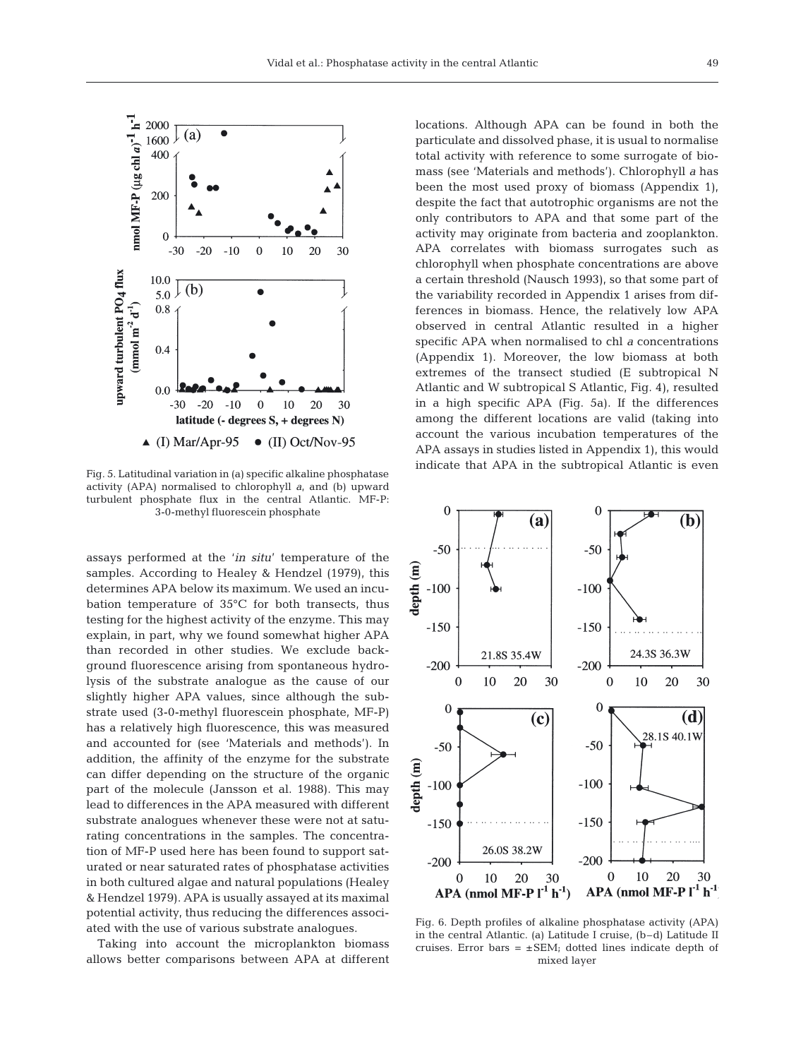Fig. 5. Latitudinal variation in (a) specific alkaline phosphatase activity (APA) normalised to chlorophyll *a*, and (b) upward turbulent phosphate flux in the central Atlantic. MF-P: 3-0-methyl fluorescein phosphate

assays performed at the '*in situ*' temperature of the samples. According to Healey & Hendzel (1979), this determines APA below its maximum. We used an incubation temperature of 35°C for both transects, thus testing for the highest activity of the enzyme. This may explain, in part, why we found somewhat higher APA than recorded in other studies. We exclude background fluorescence arising from spontaneous hydrolysis of the substrate analogue as the cause of our slightly higher APA values, since although the substrate used (3-0-methyl fluorescein phosphate, MF-P) has a relatively high fluorescence, this was measured and accounted for (see 'Materials and methods'). In addition, the affinity of the enzyme for the substrate can differ depending on the structure of the organic part of the molecule (Jansson et al. 1988). This may lead to differences in the APA measured with different substrate analogues whenever these were not at saturating concentrations in the samples. The concentration of MF-P used here has been found to support saturated or near saturated rates of phosphatase activities in both cultured algae and natural populations (Healey & Hendzel 1979). APA is usually assayed at its maximal potential activity, thus reducing the differences associated with the use of various substrate analogues.

Taking into account the microplankton biomass allows better comparisons between APA at different locations. Although APA can be found in both the particulate and dissolved phase, it is usual to normalise total activity with reference to some surrogate of biomass (see 'Materials and methods'). Chlorophyll *a* has been the most used proxy of biomass (Appendix 1), despite the fact that autotrophic organisms are not the only contributors to APA and that some part of the activity may originate from bacteria and zooplankton. APA correlates with biomass surrogates such as chlorophyll when phosphate concentrations are above a certain threshold (Nausch 1993), so that some part of the variability recorded in Appendix 1 arises from differences in biomass. Hence, the relatively low APA observed in central Atlantic resulted in a higher specific APA when normalised to chl *a* concentrations (Appendix 1). Moreover, the low biomass at both extremes of the transect studied (E subtropical N Atlantic and W subtropical S Atlantic, Fig. 4), resulted in a high specific APA (Fig. 5a). If the differences among the different locations are valid (taking into account the various incubation temperatures of the APA assays in studies listed in Appendix 1), this would indicate that APA in the subtropical Atlantic is even

Fig. 6. Depth profiles of alkaline phosphatase activity (APA) in the central Atlantic. (a) Latitude I cruise, (b–d) Latitude II cruises. Error bars = ±SEM; dotted lines indicate depth of mixed layer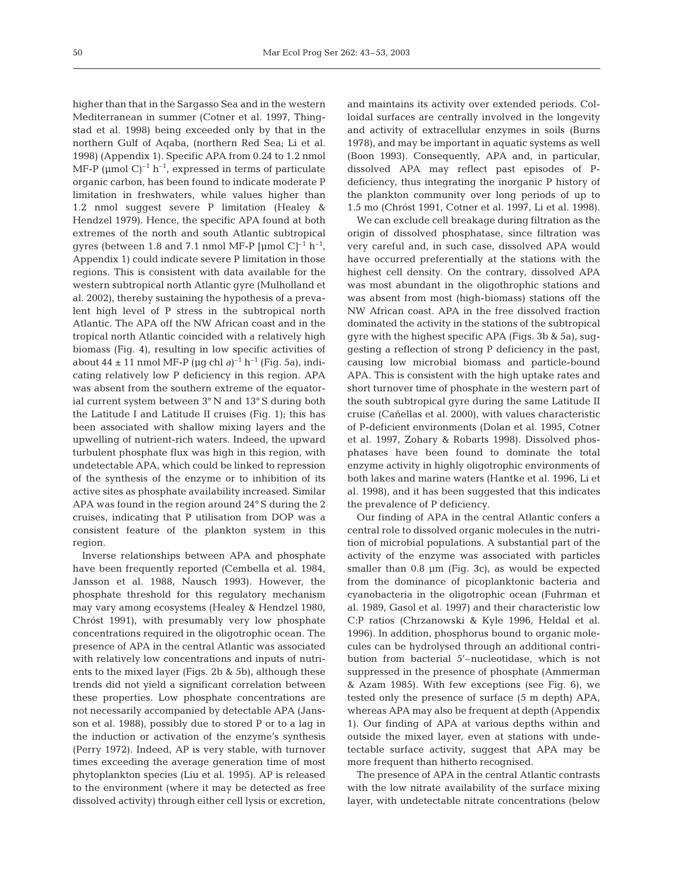higher than that in the Sargasso Sea and in the western Mediterranean in summer (Cotner et al. 1997, Thingstad et al. 1998) being exceeded only by that in the northern Gulf of Aqaba, (northern Red Sea; Li et al. 1998) (Appendix 1). Specific APA from 0.24 to 1.2 nmol MF-P (µmol C)$^{-1}$ h$^{-1}$, expressed in terms of particulate organic carbon, has been found to indicate moderate P limitation in freshwaters, while values higher than 1.2 nmol suggest severe P limitation (Healey & Hendzel 1979). Hence, the specific APA found at both extremes of the north and south Atlantic subtropical gyres (between 1.8 and 7.1 nmol MF-P [µmol C]$^{-1}$ h$^{-1}$, Appendix 1) could indicate severe P limitation in those regions. This is consistent with data available for the western subtropical north Atlantic gyre (Mulholland et al. 2002), thereby sustaining the hypothesis of a prevalent high level of P stress in the subtropical north Atlantic. The APA off the NW African coast and in the tropical north Atlantic coincided with a relatively high biomass (Fig. 4), resulting in low specific activities of about 44 ± 11 nmol MF-P (µg chl *a*)$^{-1}$ h$^{-1}$ (Fig. 5a), indicating relatively low P deficiency in this region. APA was absent from the southern extreme of the equatorial current system between 3° N and 13° S during both the Latitude I and Latitude II cruises (Fig. 1); this has been associated with shallow mixing layers and the upwelling of nutrient-rich waters. Indeed, the upward turbulent phosphate flux was high in this region, with undetectable APA, which could be linked to repression of the synthesis of the enzyme or to inhibition of its active sites as phosphate availability increased. Similar APA was found in the region around 24° S during the 2 cruises, indicating that P utilisation from DOP was a consistent feature of the plankton system in this region.

Inverse relationships between APA and phosphate have been frequently reported (Cembella et al. 1984, Jansson et al. 1988, Nausch 1993). However, the phosphate threshold for this regulatory mechanism may vary among ecosystems (Healey & Hendzel 1980, Chróst 1991), with presumably very low phosphate concentrations required in the oligotrophic ocean. The presence of APA in the central Atlantic was associated with relatively low concentrations and inputs of nutrients to the mixed layer (Figs. 2b & 5b), although these trends did not yield a significant correlation between these properties. Low phosphate concentrations are not necessarily accompanied by detectable APA (Jansson et al. 1988), possibly due to stored P or to a lag in the induction or activation of the enzyme's synthesis (Perry 1972). Indeed, AP is very stable, with turnover times exceeding the average generation time of most phytoplankton species (Liu et al. 1995). AP is released to the environment (where it may be detected as free dissolved activity) through either cell lysis or excretion, and maintains its activity over extended periods. Colloidal surfaces are centrally involved in the longevity and activity of extracellular enzymes in soils (Burns 1978), and may be important in aquatic systems as well (Boon 1993). Consequently, APA and, in particular, dissolved APA may reflect past episodes of P-deficiency, thus integrating the inorganic P history of the plankton community over long periods of up to 1.5 mo (Chróst 1991, Cotner et al. 1997, Li et al. 1998).

We can exclude cell breakage during filtration as the origin of dissolved phosphatase, since filtration was very careful and, in such case, dissolved APA would have occurred preferentially at the stations with the highest cell density. On the contrary, dissolved APA was most abundant in the oligothrophic stations and was absent from most (high-biomass) stations off the NW African coast. APA in the free dissolved fraction dominated the activity in the stations of the subtropical gyre with the highest specific APA (Figs. 3b & 5a), suggesting a reflection of strong P deficiency in the past, causing low microbial biomass and particle-bound APA. This is consistent with the high uptake rates and short turnover time of phosphate in the western part of the south subtropical gyre during the same Latitude II cruise (Cañellas et al. 2000), with values characteristic of P-deficient environments (Dolan et al. 1995, Cotner et al. 1997, Zohary & Robarts 1998). Dissolved phosphatases have been found to dominate the total enzyme activity in highly oligotrophic environments of both lakes and marine waters (Hantke et al. 1996, Li et al. 1998), and it has been suggested that this indicates the prevalence of P deficiency.

Our finding of APA in the central Atlantic confers a central role to dissolved organic molecules in the nutrition of microbial populations. A substantial part of the activity of the enzyme was associated with particles smaller than 0.8 µm (Fig. 3c), as would be expected from the dominance of picoplanktonic bacteria and cyanobacteria in the oligotrophic ocean (Fuhrman et al. 1989, Gasol et al. 1997) and their characteristic low C:P ratios (Chrzanowski & Kyle 1996, Heldal et al. 1996). In addition, phosphorus bound to organic molecules can be hydrolysed through an additional contribution from bacterial 5'–nucleotidase, which is not suppressed in the presence of phosphate (Ammerman & Azam 1985). With few exceptions (see Fig. 6), we tested only the presence of surface (5 m depth) APA, whereas APA may also be frequent at depth (Appendix 1). Our finding of APA at various depths within and outside the mixed layer, even at stations with undetectable surface activity, suggest that APA may be more frequent than hitherto recognised.

The presence of APA in the central Atlantic contrasts with the low nitrate availability of the surface mixing layer, with undetectable nitrate concentrations (below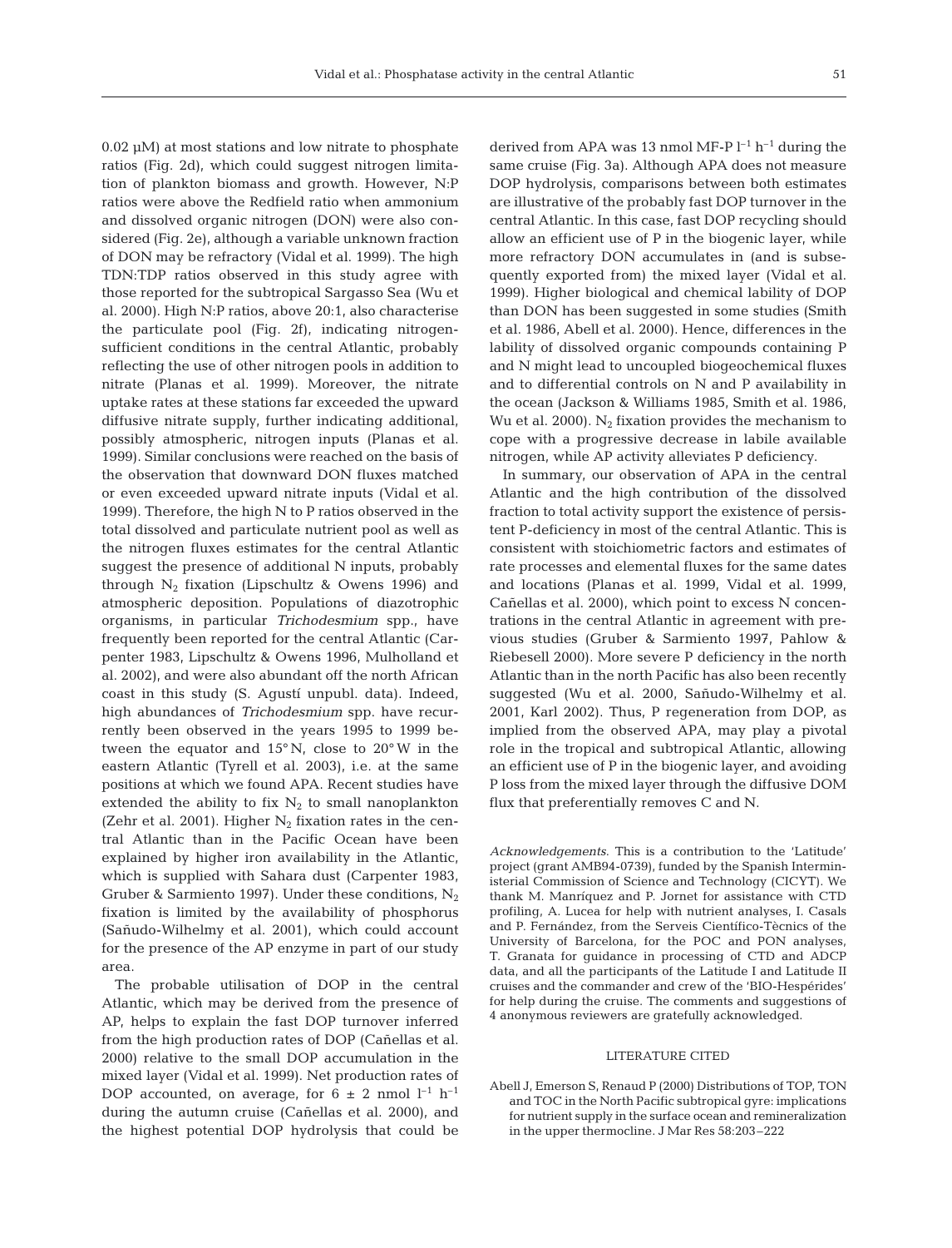0.02 µM) at most stations and low nitrate to phosphate ratios (Fig. 2d), which could suggest nitrogen limitation of plankton biomass and growth. However, N:P ratios were above the Redfield ratio when ammonium and dissolved organic nitrogen (DON) were also considered (Fig. 2e), although a variable unknown fraction of DON may be refractory (Vidal et al. 1999). The high TDN:TDP ratios observed in this study agree with those reported for the subtropical Sargasso Sea (Wu et al. 2000). High N:P ratios, above 20:1, also characterise the particulate pool (Fig. 2f), indicating nitrogen-sufficient conditions in the central Atlantic, probably reflecting the use of other nitrogen pools in addition to nitrate (Planas et al. 1999). Moreover, the nitrate uptake rates at these stations far exceeded the upward diffusive nitrate supply, further indicating additional, possibly atmospheric, nitrogen inputs (Planas et al. 1999). Similar conclusions were reached on the basis of the observation that downward DON fluxes matched or even exceeded upward nitrate inputs (Vidal et al. 1999). Therefore, the high N to P ratios observed in the total dissolved and particulate nutrient pool as well as the nitrogen fluxes estimates for the central Atlantic suggest the presence of additional N inputs, probably through $N_2$ fixation (Lipschultz & Owens 1996) and atmospheric deposition. Populations of diazotrophic organisms, in particular *Trichodesmium* spp., have frequently been reported for the central Atlantic (Carpenter 1983, Lipschultz & Owens 1996, Mulholland et al. 2002), and were also abundant off the north African coast in this study (S. Agustí unpubl. data). Indeed, high abundances of *Trichodesmium* spp. have recurrently been observed in the years 1995 to 1999 between the equator and 15° N, close to 20° W in the eastern Atlantic (Tyrell et al. 2003), i.e. at the same positions at which we found APA. Recent studies have extended the ability to fix $N_2$ to small nanoplankton (Zehr et al. 2001). Higher $N_2$ fixation rates in the central Atlantic than in the Pacific Ocean have been explained by higher iron availability in the Atlantic, which is supplied with Sahara dust (Carpenter 1983, Gruber & Sarmiento 1997). Under these conditions, $N_2$ fixation is limited by the availability of phosphorus (Sañudo-Wilhelmy et al. 2001), which could account for the presence of the AP enzyme in part of our study area.

The probable utilisation of DOP in the central Atlantic, which may be derived from the presence of AP, helps to explain the fast DOP turnover inferred from the high production rates of DOP (Cañellas et al. 2000) relative to the small DOP accumulation in the mixed layer (Vidal et al. 1999). Net production rates of DOP accounted, on average, for $6 \pm 2$ nmol $l^{-1}$ $h^{-1}$ during the autumn cruise (Cañellas et al. 2000), and the highest potential DOP hydrolysis that could be derived from APA was 13 nmol MF-P $l^{-1}$ $h^{-1}$ during the same cruise (Fig. 3a). Although APA does not measure DOP hydrolysis, comparisons between both estimates are illustrative of the probably fast DOP turnover in the central Atlantic. In this case, fast DOP recycling should allow an efficient use of P in the biogenic layer, while more refractory DON accumulates in (and is subsequently exported from) the mixed layer (Vidal et al. 1999). Higher biological and chemical lability of DOP than DON has been suggested in some studies (Smith et al. 1986, Abell et al. 2000). Hence, differences in the lability of dissolved organic compounds containing P and N might lead to uncoupled biogeochemical fluxes and to differential controls on N and P availability in the ocean (Jackson & Williams 1985, Smith et al. 1986, Wu et al. 2000). $N_2$ fixation provides the mechanism to cope with a progressive decrease in labile available nitrogen, while AP activity alleviates P deficiency.

In summary, our observation of APA in the central Atlantic and the high contribution of the dissolved fraction to total activity support the existence of persistent P-deficiency in most of the central Atlantic. This is consistent with stoichiometric factors and estimates of rate processes and elemental fluxes for the same dates and locations (Planas et al. 1999, Vidal et al. 1999, Cañellas et al. 2000), which point to excess N concentrations in the central Atlantic in agreement with previous studies (Gruber & Sarmiento 1997, Pahlow & Riebesell 2000). More severe P deficiency in the north Atlantic than in the north Pacific has also been recently suggested (Wu et al. 2000, Sañudo-Wilhelmy et al. 2001, Karl 2002). Thus, P regeneration from DOP, as implied from the observed APA, may play a pivotal role in the tropical and subtropical Atlantic, allowing an efficient use of P in the biogenic layer, and avoiding P loss from the mixed layer through the diffusive DOM flux that preferentially removes C and N.

*Acknowledgements*. This is a contribution to the 'Latitude' project (grant AMB94-0739), funded by the Spanish Interministerial Commission of Science and Technology (CICYT). We thank M. Manríquez and P. Jornet for assistance with CTD profiling, A. Lucea for help with nutrient analyses, I. Casals and P. Fernández, from the Serveis Científico-Tècnics of the University of Barcelona, for the POC and PON analyses, T. Granata for guidance in processing of CTD and ADCP data, and all the participants of the Latitude I and Latitude II cruises and the commander and crew of the 'BIO-Hespérides' for help during the cruise. The comments and suggestions of 4 anonymous reviewers are gratefully acknowledged.

## LITERATURE CITED

Abell J, Emerson S, Renaud P (2000) Distributions of TOP, TON and TOC in the North Pacific subtropical gyre: implications for nutrient supply in the surface ocean and remineralization in the upper thermocline. J Mar Res 58:203–222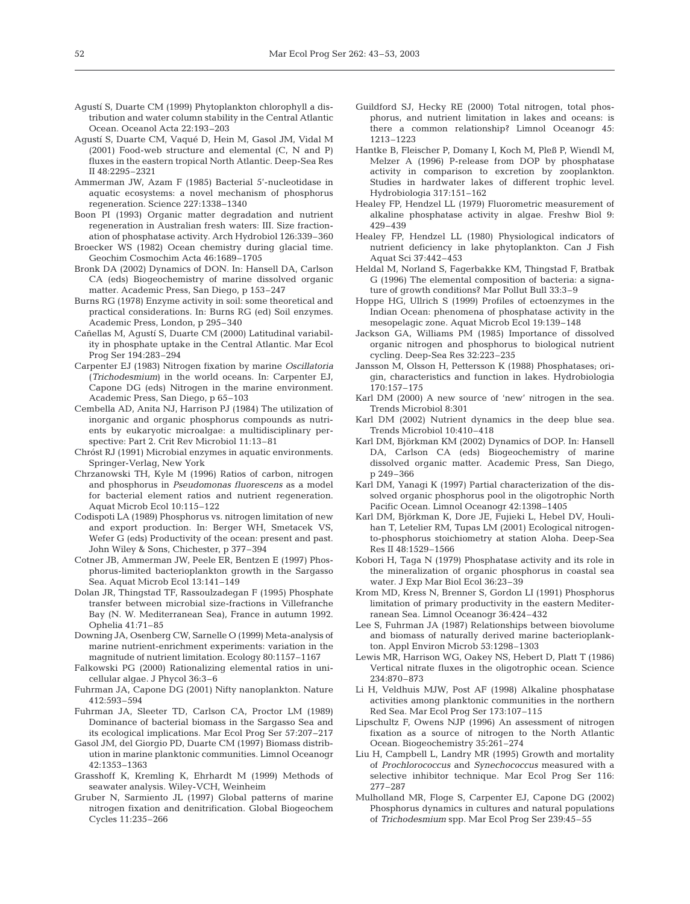Agustí S, Duarte CM (1999) Phytoplankton chlorophyll a distribution and water column stability in the Central Atlantic Ocean. Oceanol Acta 22:193–203

Agustí S, Duarte CM, Vaqué D, Hein M, Gasol JM, Vidal M (2001) Food-web structure and elemental (C, N and P) fluxes in the eastern tropical North Atlantic. Deep-Sea Res II 48:2295–2321

Ammerman JW, Azam F (1985) Bacterial 5'-nucleotidase in aquatic ecosystems: a novel mechanism of phosphorus regeneration. Science 227:1338–1340

Boon PI (1993) Organic matter degradation and nutrient regeneration in Australian fresh waters: III. Size fractionation of phosphatase activity. Arch Hydrobiol 126:339–360

Broecker WS (1982) Ocean chemistry during glacial time. Geochim Cosmochim Acta 46:1689–1705

Bronk DA (2002) Dynamics of DON. In: Hansell DA, Carlson CA (eds) Biogeochemistry of marine dissolved organic matter. Academic Press, San Diego, p 153–247

Burns RG (1978) Enzyme activity in soil: some theoretical and practical considerations. In: Burns RG (ed) Soil enzymes. Academic Press, London, p 295–340

Cañellas M, Agustí S, Duarte CM (2000) Latitudinal variability in phosphate uptake in the Central Atlantic. Mar Ecol Prog Ser 194:283–294

Carpenter EJ (1983) Nitrogen fixation by marine *Oscillatoria* (*Trichodesmium*) in the world oceans. In: Carpenter EJ, Capone DG (eds) Nitrogen in the marine environment. Academic Press, San Diego, p 65–103

Cembella AD, Anita NJ, Harrison PJ (1984) The utilization of inorganic and organic phosphorus compounds as nutrients by eukaryotic microalgae: a multidisciplinary perspective: Part 2. Crit Rev Microbiol 11:13–81

Chróst RJ (1991) Microbial enzymes in aquatic environments. Springer-Verlag, New York

Chrzanowski TH, Kyle M (1996) Ratios of carbon, nitrogen and phosphorus in *Pseudomonas fluorescens* as a model for bacterial element ratios and nutrient regeneration. Aquat Microb Ecol 10:115–122

Codispoti LA (1989) Phosphorus vs. nitrogen limitation of new and export production. In: Berger WH, Smetacek VS, Wefer G (eds) Productivity of the ocean: present and past. John Wiley & Sons, Chichester, p 377–394

Cotner JB, Ammerman JW, Peele ER, Bentzen E (1997) Phosphorus-limited bacterioplankton growth in the Sargasso Sea. Aquat Microb Ecol 13:141–149

Dolan JR, Thingstad TF, Rassoulzadegan F (1995) Phosphate transfer between microbial size-fractions in Villefranche Bay (N. W. Mediterranean Sea), France in autumn 1992. Ophelia 41:71–85

Downing JA, Osenberg CW, Sarnelle O (1999) Meta-analysis of marine nutrient-enrichment experiments: variation in the magnitude of nutrient limitation. Ecology 80:1157–1167

Falkowski PG (2000) Rationalizing elemental ratios in unicellular algae. J Phycol 36:3–6

Fuhrman JA, Capone DG (2001) Nifty nanoplankton. Nature 412:593–594

Fuhrman JA, Sleeter TD, Carlson CA, Proctor LM (1989) Dominance of bacterial biomass in the Sargasso Sea and its ecological implications. Mar Ecol Prog Ser 57:207–217

Gasol JM, del Giorgio PD, Duarte CM (1997) Biomass distribution in marine planktonic communities. Limnol Oceanogr 42:1353–1363

Grasshoff K, Kremling K, Ehrhardt M (1999) Methods of seawater analysis. Wiley-VCH, Weinheim

Gruber N, Sarmiento JL (1997) Global patterns of marine nitrogen fixation and denitrification. Global Biogeochem Cycles 11:235–266

Guildford SJ, Hecky RE (2000) Total nitrogen, total phosphorus, and nutrient limitation in lakes and oceans: is there a common relationship? Limnol Oceanogr 45: 1213–1223

Hantke B, Fleischer P, Domany I, Koch M, Pleß P, Wiendl M, Melzer A (1996) P-release from DOP by phosphatase activity in comparison to excretion by zooplankton. Studies in hardwater lakes of different trophic level. Hydrobiologia 317:151–162

Healey FP, Hendzel LL (1979) Fluorometric measurement of alkaline phosphatase activity in algae. Freshw Biol 9: 429–439

Healey FP, Hendzel LL (1980) Physiological indicators of nutrient deficiency in lake phytoplankton. Can J Fish Aquat Sci 37:442–453

Heldal M, Norland S, Fagerbakke KM, Thingstad F, Bratbak G (1996) The elemental composition of bacteria: a signature of growth conditions? Mar Pollut Bull 33:3–9

Hoppe HG, Ullrich S (1999) Profiles of ectoenzymes in the Indian Ocean: phenomena of phosphatase activity in the mesopelagic zone. Aquat Microb Ecol 19:139–148

Jackson GA, Williams PM (1985) Importance of dissolved organic nitrogen and phosphorus to biological nutrient cycling. Deep-Sea Res 32:223–235

Jansson M, Olsson H, Pettersson K (1988) Phosphatases; origin, characteristics and function in lakes. Hydrobiologia 170:157–175

Karl DM (2000) A new source of 'new' nitrogen in the sea. Trends Microbiol 8:301

Karl DM (2002) Nutrient dynamics in the deep blue sea. Trends Microbiol 10:410–418

Karl DM, Björkman KM (2002) Dynamics of DOP. In: Hansell DA, Carlson CA (eds) Biogeochemistry of marine dissolved organic matter. Academic Press, San Diego, p 249–366

Karl DM, Yanagi K (1997) Partial characterization of the dissolved organic phosphorus pool in the oligotrophic North Pacific Ocean. Limnol Oceanogr 42:1398–1405

Karl DM, Björkman K, Dore JE, Fujieki L, Hebel DV, Houlihan T, Letelier RM, Tupas LM (2001) Ecological nitrogen-to-phosphorus stoichiometry at station Aloha. Deep-Sea Res II 48:1529–1566

Kobori H, Taga N (1979) Phosphatase activity and its role in the mineralization of organic phosphorus in coastal sea water. J Exp Mar Biol Ecol 36:23–39

Krom MD, Kress N, Brenner S, Gordon LI (1991) Phosphorus limitation of primary productivity in the eastern Mediterranean Sea. Limnol Oceanogr 36:424–432

Lee S, Fuhrman JA (1987) Relationships between biovolume and biomass of naturally derived marine bacterioplankton. Appl Environ Microb 53:1298–1303

Lewis MR, Harrison WG, Oakey NS, Hebert D, Platt T (1986) Vertical nitrate fluxes in the oligotrophic ocean. Science 234:870–873

Li H, Veldhuis MJW, Post AF (1998) Alkaline phosphatase activities among planktonic communities in the northern Red Sea. Mar Ecol Prog Ser 173:107–115

Lipschultz F, Owens NJP (1996) An assessment of nitrogen fixation as a source of nitrogen to the North Atlantic Ocean. Biogeochemistry 35:261–274

Liu H, Campbell L, Landry MR (1995) Growth and mortality of *Prochlorococcus* and *Synechococcus* measured with a selective inhibitor technique. Mar Ecol Prog Ser 116: 277–287

Mulholland MR, Floge S, Carpenter EJ, Capone DG (2002) Phosphorus dynamics in cultures and natural populations of *Trichodesmium* spp. Mar Ecol Prog Ser 239:45–55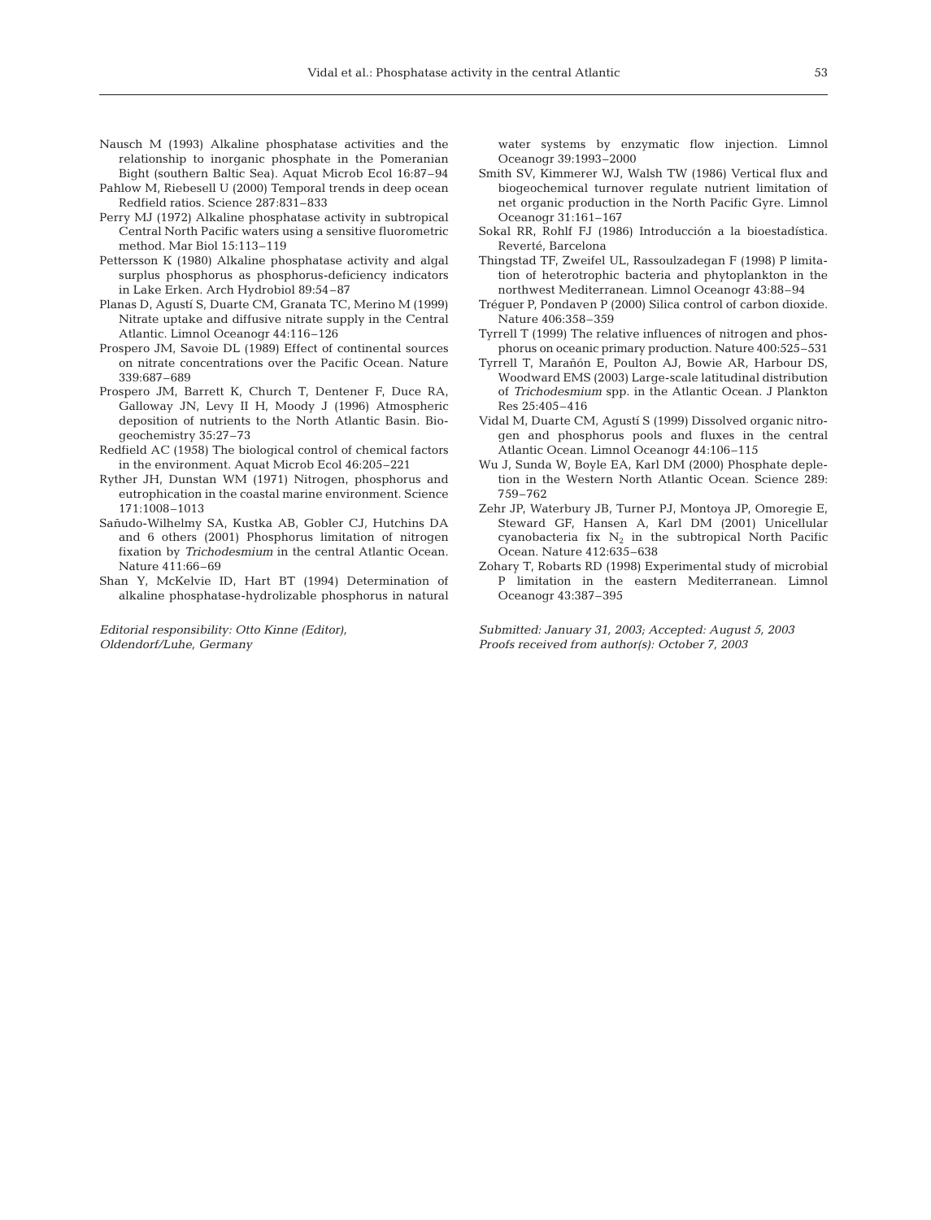Nausch M (1993) Alkaline phosphatase activities and the relationship to inorganic phosphate in the Pomeranian Bight (southern Baltic Sea). Aquat Microb Ecol 16:87–94

Pahlow M, Riebesell U (2000) Temporal trends in deep ocean Redfield ratios. Science 287:831–833

Perry MJ (1972) Alkaline phosphatase activity in subtropical Central North Pacific waters using a sensitive fluorometric method. Mar Biol 15:113–119

Pettersson K (1980) Alkaline phosphatase activity and algal surplus phosphorus as phosphorus-deficiency indicators in Lake Erken. Arch Hydrobiol 89:54–87

Planas D, Agustí S, Duarte CM, Granata TC, Merino M (1999) Nitrate uptake and diffusive nitrate supply in the Central Atlantic. Limnol Oceanogr 44:116–126

Prospero JM, Savoie DL (1989) Effect of continental sources on nitrate concentrations over the Pacific Ocean. Nature 339:687–689

Prospero JM, Barrett K, Church T, Dentener F, Duce RA, Galloway JN, Levy II H, Moody J (1996) Atmospheric deposition of nutrients to the North Atlantic Basin. Biogeochemistry 35:27–73

Redfield AC (1958) The biological control of chemical factors in the environment. Aquat Microb Ecol 46:205–221

Ryther JH, Dunstan WM (1971) Nitrogen, phosphorus and eutrophication in the coastal marine environment. Science 171:1008–1013

Sañudo-Wilhelmy SA, Kustka AB, Gobler CJ, Hutchins DA and 6 others (2001) Phosphorus limitation of nitrogen fixation by *Trichodesmium* in the central Atlantic Ocean. Nature 411:66–69

Shan Y, McKelvie ID, Hart BT (1994) Determination of alkaline phosphatase-hydrolizable phosphorus in natural water systems by enzymatic flow injection. Limnol Oceanogr 39:1993–2000

Smith SV, Kimmerer WJ, Walsh TW (1986) Vertical flux and biogeochemical turnover regulate nutrient limitation of net organic production in the North Pacific Gyre. Limnol Oceanogr 31:161–167

Sokal RR, Rohlf FJ (1986) Introducción a la bioestadística. Reverté, Barcelona

Thingstad TF, Zweifel UL, Rassoulzadegan F (1998) P limitation of heterotrophic bacteria and phytoplankton in the northwest Mediterranean. Limnol Oceanogr 43:88–94

Tréguer P, Pondaven P (2000) Silica control of carbon dioxide. Nature 406:358–359

Tyrrell T (1999) The relative influences of nitrogen and phosphorus on oceanic primary production. Nature 400:525–531

Tyrrell T, Marañón E, Poulton AJ, Bowie AR, Harbour DS, Woodward EMS (2003) Large-scale latitudinal distribution of *Trichodesmium* spp. in the Atlantic Ocean. J Plankton Res 25:405–416

Vidal M, Duarte CM, Agustí S (1999) Dissolved organic nitrogen and phosphorus pools and fluxes in the central Atlantic Ocean. Limnol Oceanogr 44:106–115

Wu J, Sunda W, Boyle EA, Karl DM (2000) Phosphate depletion in the Western North Atlantic Ocean. Science 289: 759–762

Zehr JP, Waterbury JB, Turner PJ, Montoya JP, Omoregie E, Steward GF, Hansen A, Karl DM (2001) Unicellular cyanobacteria fix $N_2$ in the subtropical North Pacific Ocean. Nature 412:635–638

Zohary T, Robarts RD (1998) Experimental study of microbial P limitation in the eastern Mediterranean. Limnol Oceanogr 43:387–395

*Editorial responsibility: Otto Kinne (Editor), Oldendorf/Luhe, Germany*

*Submitted: January 31, 2003; Accepted: August 5, 2003*
*Proofs received from author(s): October 7, 2003*